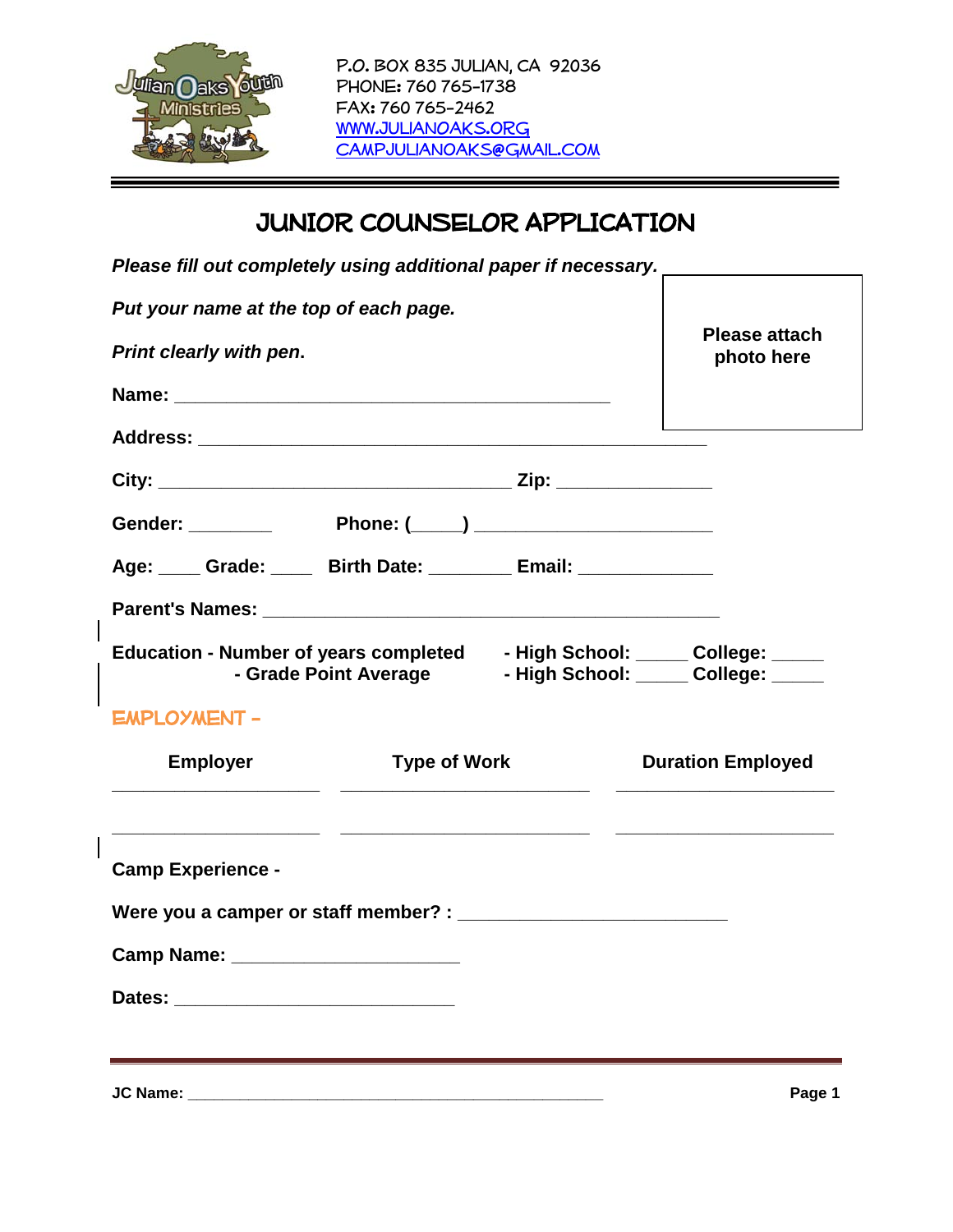Julian Oaks Youth Ministries

P.O. BOX 835 JULIAN, CA 92036
PHONE: 760 765-1738
FAX: 760 765-2462
WWW.JULIANOAKS.ORG
CAMPJULIANOAKS@GMAIL.COM

# JUNIOR COUNSELOR APPLICATION

***Please fill out completely using additional paper if necessary.***

***Put your name at the top of each page.***

***Print clearly with pen.***

Please attach photo here

**Name:** ___________________________________________

**Address:** ___________________________________________________

**City:** ___________________________________ **Zip:** _______________

**Gender:** ________ **Phone: (_____)** _______________________

**Age:** ____ **Grade:** ____ **Birth Date:** ________ **Email:** _____________

**Parent's Names:** _____________________________________________

**Education - Number of years completed** **- High School:** _____ **College:** _____
**- Grade Point Average** **- High School:** _____ **College:** _____

## EMPLOYMENT -

| Employer | Type of Work | Duration Employed |
|---|---|---|
| ____________________ | ________________________ | _____________________ |
| ____________________ | ________________________ | _____________________ |

**Camp Experience -**

**Were you a camper or staff member? :** __________________________

**Camp Name:** ______________________

**Dates:** ___________________________

**JC Name:** ________________________________________________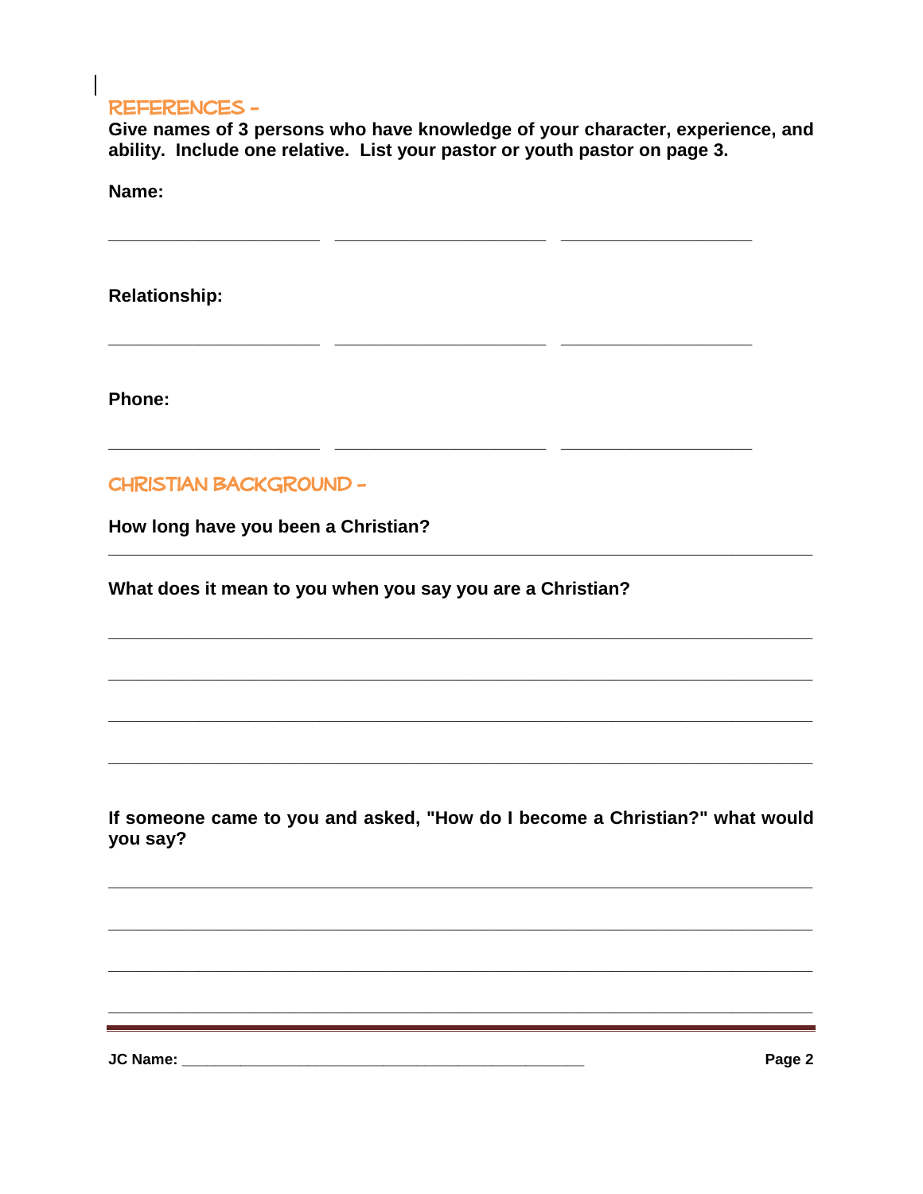## REFERENCES -

**Give names of 3 persons who have knowledge of your character, experience, and ability. Include one relative. List your pastor or youth pastor on page 3.**

**Name:**

______________________ ______________________ ____________________

**Relationship:**

______________________ ______________________ ____________________

**Phone:**

______________________ ______________________ ____________________

## CHRISTIAN BACKGROUND -

**How long have you been a Christian?**

___________________________________________________________________________

**What does it mean to you when you say you are a Christian?**

___________________________________________________________________________

___________________________________________________________________________

___________________________________________________________________________

___________________________________________________________________________

**If someone came to you and asked, "How do I become a Christian?" what would you say?**

___________________________________________________________________________

___________________________________________________________________________

___________________________________________________________________________

___________________________________________________________________________

**JC Name:** ___________________________________________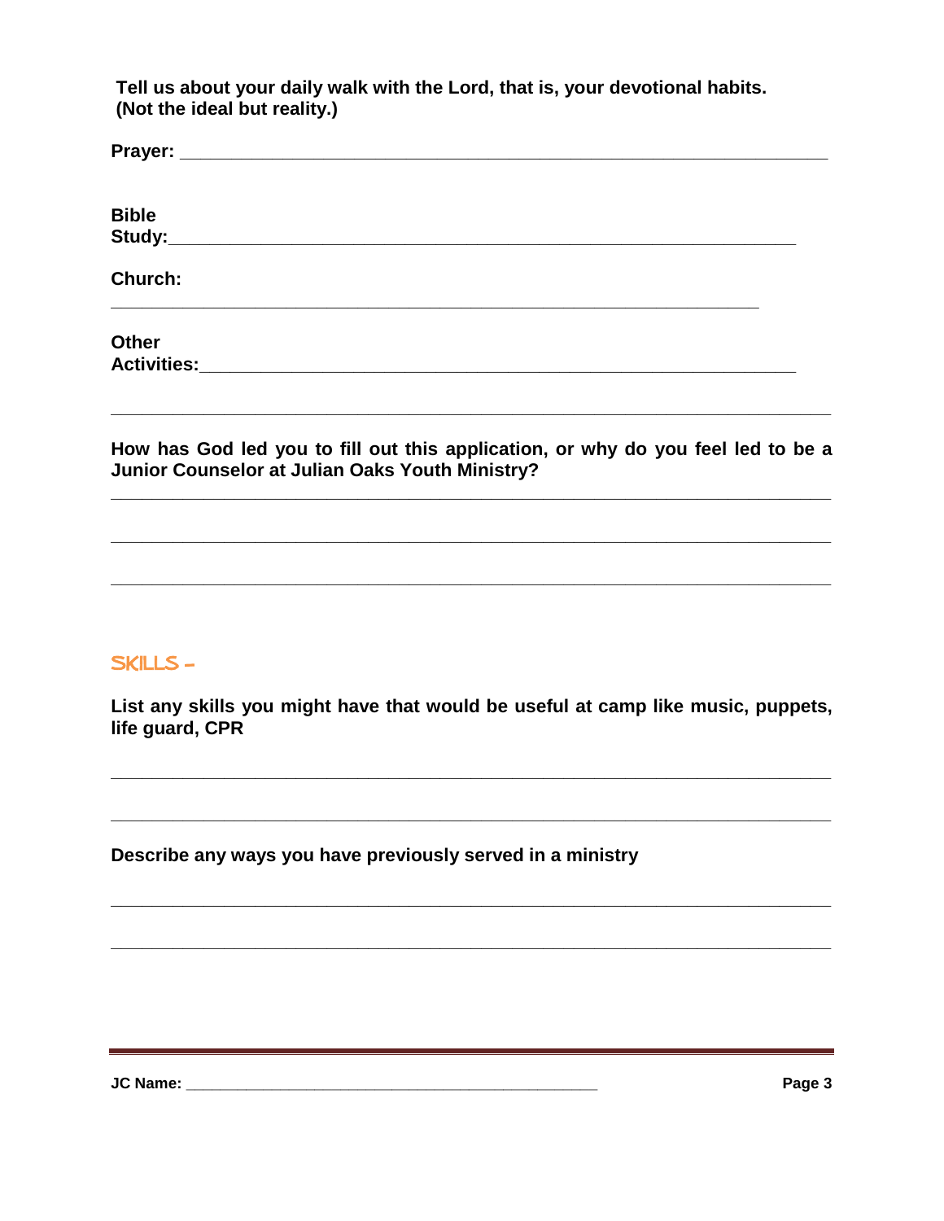**Tell us about your daily walk with the Lord, that is, your devotional habits. (Not the ideal but reality.)**

**Prayer:** ______________________________________________________________

**Bible Study:**______________________________________________________________

**Church:**

______________________________________________________________

**Other Activities:**______________________________________________________________

______________________________________________________________

**How has God led you to fill out this application, or why do you feel led to be a Junior Counselor at Julian Oaks Youth Ministry?**

______________________________________________________________

______________________________________________________________

______________________________________________________________

## SKILLS –

**List any skills you might have that would be useful at camp like music, puppets, life guard, CPR**

______________________________________________________________

______________________________________________________________

**Describe any ways you have previously served in a ministry**

______________________________________________________________

______________________________________________________________

**JC Name:** ________________________________________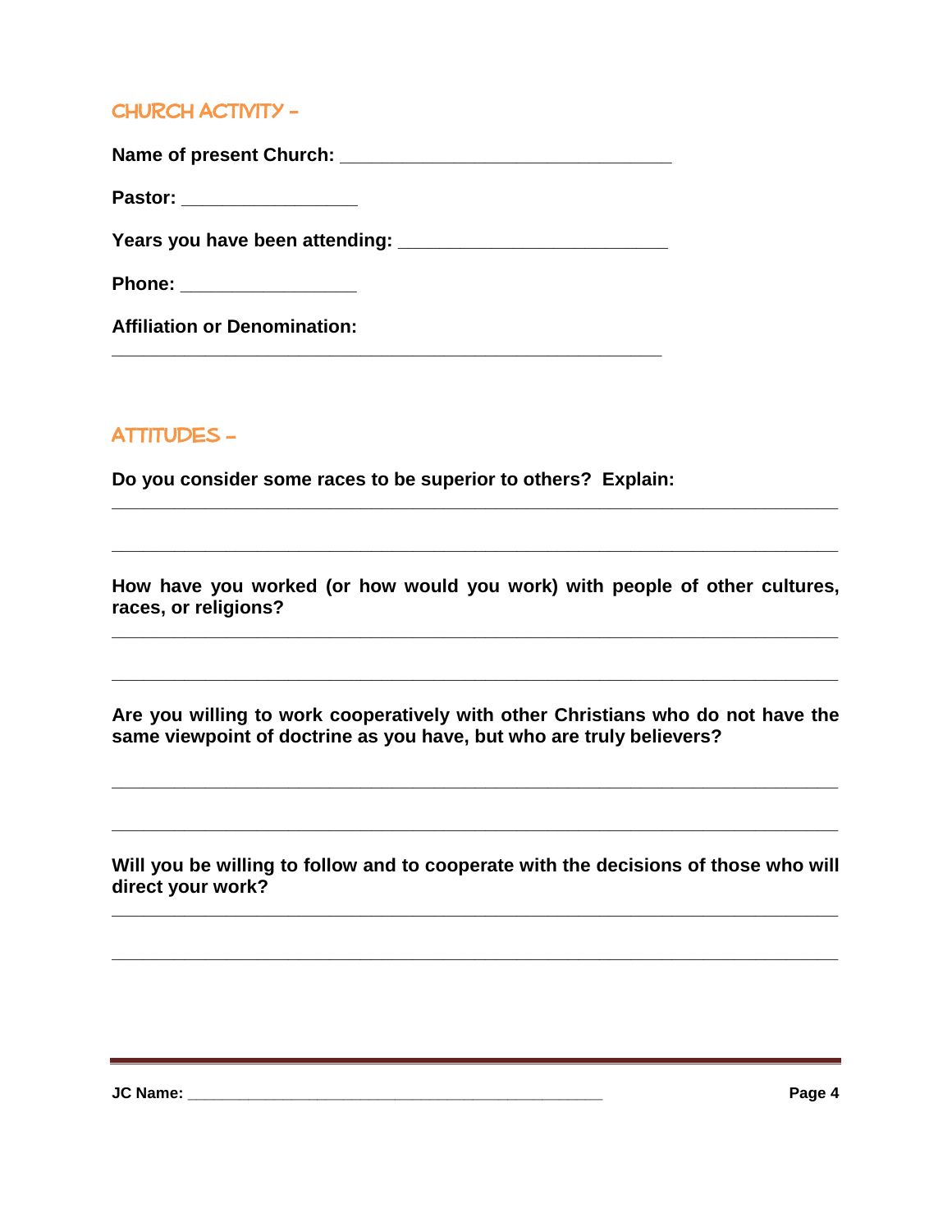## CHURCH ACTIVITY –

**Name of present Church:** ________________________________

**Pastor:** _________________

**Years you have been attending:** __________________________

**Phone:** _________________

**Affiliation or Denomination:**

_____________________________________________________

## ATTITUDES –

**Do you consider some races to be superior to others? Explain:**

______________________________________________________________________

______________________________________________________________________

**How have you worked (or how would you work) with people of other cultures, races, or religions?**

______________________________________________________________________

______________________________________________________________________

**Are you willing to work cooperatively with other Christians who do not have the same viewpoint of doctrine as you have, but who are truly believers?**

______________________________________________________________________

______________________________________________________________________

**Will you be willing to follow and to cooperate with the decisions of those who will direct your work?**

______________________________________________________________________

______________________________________________________________________

**JC Name:** ________________________________________________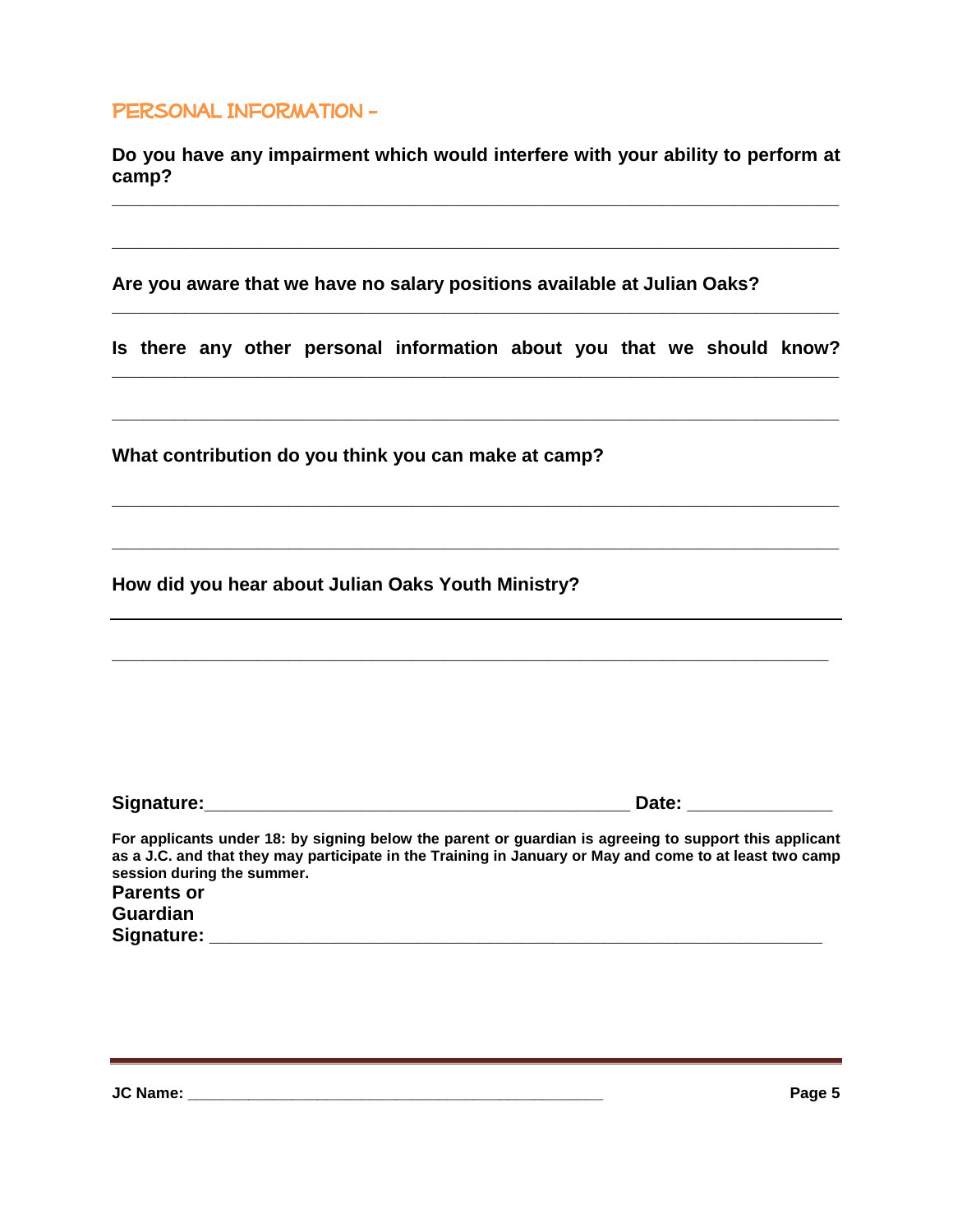## PERSONAL INFORMATION –

**Do you have any impairment which would interfere with your ability to perform at camp?**

___________________________________________________________________________

___________________________________________________________________________

**Are you aware that we have no salary positions available at Julian Oaks?**

___________________________________________________________________________

**Is there any other personal information about you that we should know?**

___________________________________________________________________________

___________________________________________________________________________

**What contribution do you think you can make at camp?**

___________________________________________________________________________

___________________________________________________________________________

**How did you hear about Julian Oaks Youth Ministry?**

___________________________________________________________________________

___________________________________________________________________________

**Signature:**_____________________________________________ **Date:** ______________

**For applicants under 18: by signing below the parent or guardian is agreeing to support this applicant as a J.C. and that they may participate in the Training in January or May and come to at least two camp session during the summer.**

**Parents or Guardian Signature:** ________________________________________________________________

**JC Name:** ______________________________________________